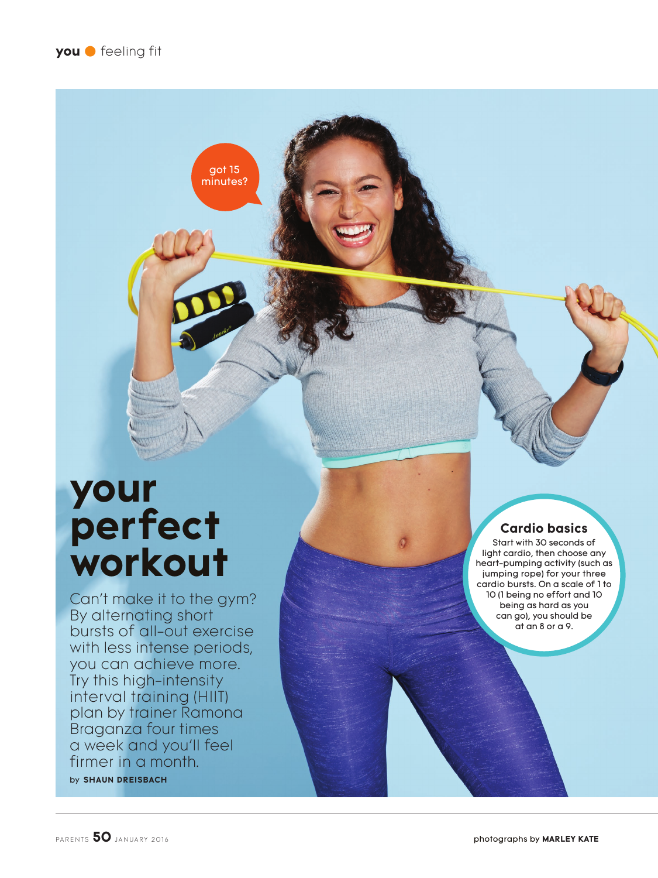you ● feeling fit

got 15 minutes?

# your perfect workout

Can't make it to the gym? By alternating short bursts of all-out exercise with less intense periods, you can achieve more. Try this high-intensity interval training (HIIT) plan by trainer Ramona Braganza four times a week and you'll feel firmer in a month.

by **SHAUN DREISBACH**

### Cardio basics

Start with 30 seconds of light cardio, then choose any heart-pumping activity (such as jumping rope) for your three cardio bursts. On a scale of 1 to 10 (1 being no effort and 10 being as hard as you can go), you should be at an 8 or a 9.

photographs by **MARLEY KATE**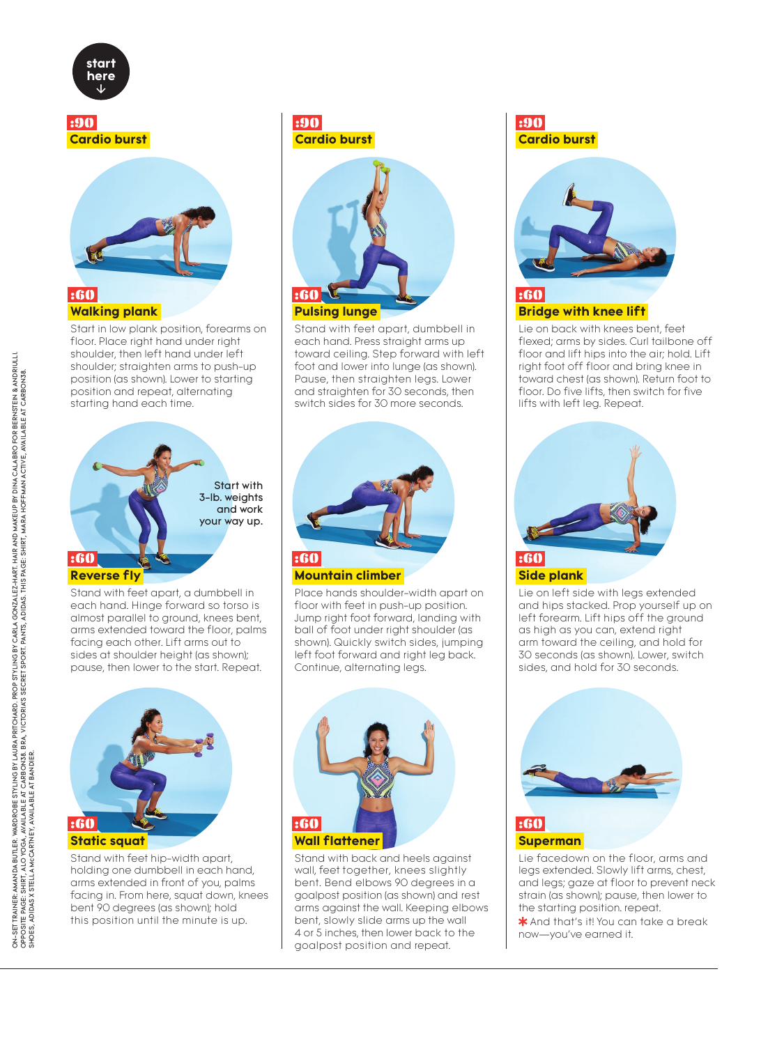start here

## :90 Cardio burst

## :60 Walking plank

Start in low plank position, forearms on floor. Place right hand under right shoulder, then left hand under left shoulder; straighten arms to push-up position (as shown). Lower to starting position and repeat, alternating starting hand each time.

Start with 3-lb. weights and work your way up.

## :60 Reverse fly

Stand with feet apart, a dumbbell in each hand. Hinge forward so torso is almost parallel to ground, knees bent, arms extended toward the floor, palms facing each other. Lift arms out to sides at shoulder height (as shown); pause, then lower to the start. Repeat.

## :60 Static squat

Stand with feet hip-width apart, holding one dumbbell in each hand, arms extended in front of you, palms facing in. From here, squat down, knees bent 90 degrees (as shown); hold this position until the minute is up.

## :90 Cardio burst

## :60 Pulsing lunge

Stand with feet apart, dumbbell in each hand. Press straight arms up toward ceiling. Step forward with left foot and lower into lunge (as shown). Pause, then straighten legs. Lower and straighten for 30 seconds, then switch sides for 30 more seconds.

## :60 Mountain climber

Place hands shoulder-width apart on floor with feet in push-up position. Jump right foot forward, landing with ball of foot under right shoulder (as shown). Quickly switch sides, jumping left foot forward and right leg back. Continue, alternating legs.

## :60 Wall flattener

Stand with back and heels against wall, feet together, knees slightly bent. Bend elbows 90 degrees in a goalpost position (as shown) and rest arms against the wall. Keeping elbows bent, slowly slide arms up the wall 4 or 5 inches, then lower back to the goalpost position and repeat.

## :90 Cardio burst

## :60 Bridge with knee lift

Lie on back with knees bent, feet flexed; arms by sides. Curl tailbone off floor and lift hips into the air; hold. Lift right foot off floor and bring knee in toward chest (as shown). Return foot to floor. Do five lifts, then switch for five lifts with left leg. Repeat.

## :60 Side plank

Lie on left side with legs extended and hips stacked. Prop yourself up on left forearm. Lift hips off the ground as high as you can, extend right arm toward the ceiling, and hold for 30 seconds (as shown). Lower, switch sides, and hold for 30 seconds.

## :60 Superman

Lie facedown on the floor, arms and legs extended. Slowly lift arms, chest, and legs; gaze at floor to prevent neck strain (as shown); pause, then lower to the starting position. repeat.

* And that's it! You can take a break now—you've earned it.

ON-SET TRAINER: AMANDA BUTLER. WARDROBE STYLING BY LAURA PRITCHARD. PROP STYLING BY CARLA GONZALEZ-HART. HAIR AND MAKEUP BY DINA CALABRO FOR BERNSTEIN & ANDRIULLI. OPPOSITE PAGE: SHIRT, ALO YOGA, AVAILABLE AT CARBON38. BRA, VICTORIA'S SECRET SPORT. PANTS, ADIDAS. THIS PAGE: SHIRT, MARA HOFFMAN ACTIVE, AVAILABLE AT CARBON38. SHOES, ADIDAS X STELLA MCCARTNEY, AVAILABLE AT BANDIER.